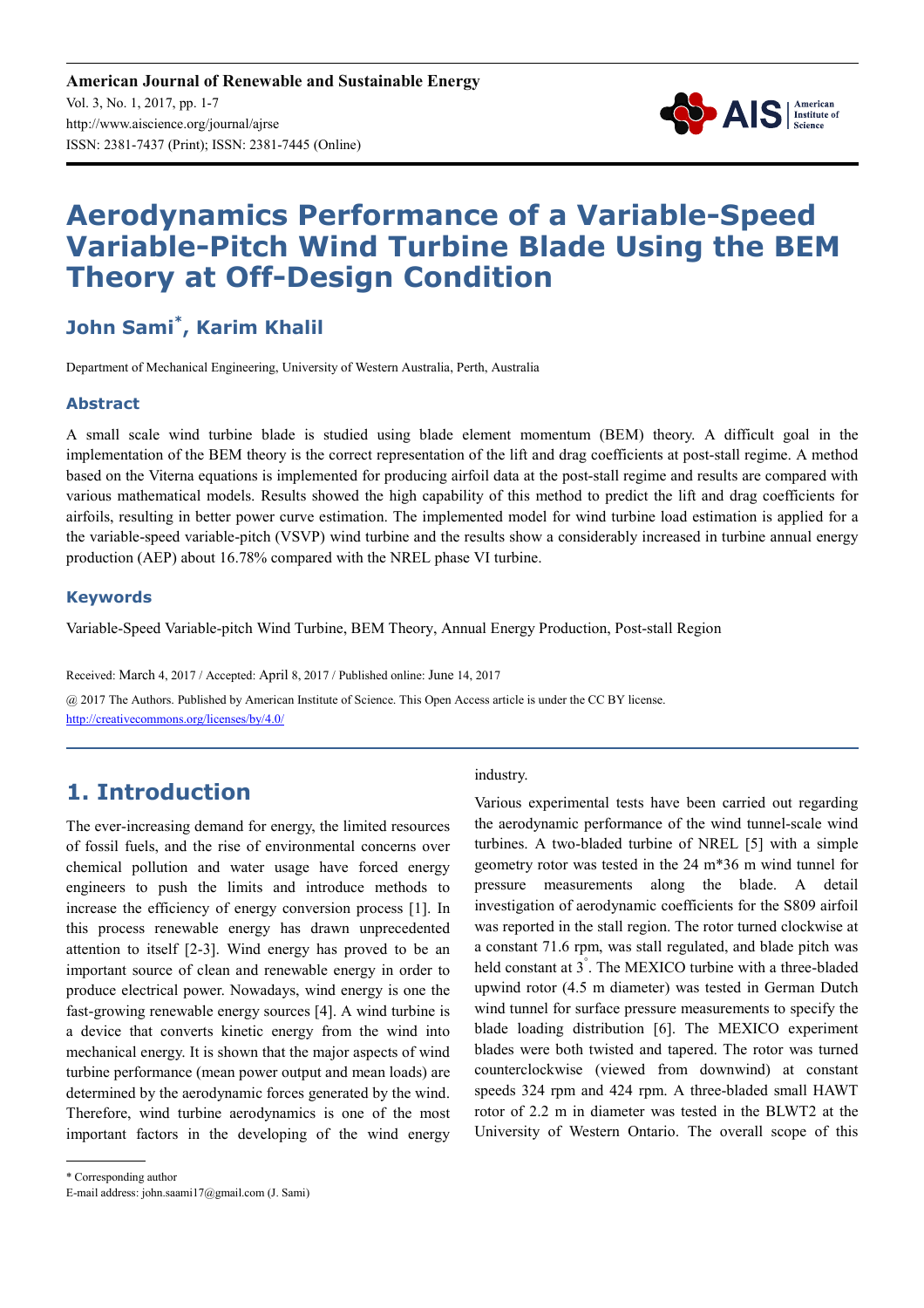# Aerodynamics Performance of a Variable-Speed Variable-Pitch Wind Turbine Blade Using the BEM Theory at Off-Design Condition

## John Sami*, Karim Khalil

Department of Mechanical Engineering, University of Western Australia, Perth, Australia

### Abstract

A small scale wind turbine blade is studied using blade element momentum (BEM) theory. A difficult goal in the implementation of the BEM theory is the correct representation of the lift and drag coefficients at post-stall regime. A method based on the Viterna equations is implemented for producing airfoil data at the post-stall regime and results are compared with various mathematical models. Results showed the high capability of this method to predict the lift and drag coefficients for airfoils, resulting in better power curve estimation. The implemented model for wind turbine load estimation is applied for a the variable-speed variable-pitch (VSVP) wind turbine and the results show a considerably increased in turbine annual energy production (AEP) about 16.78% compared with the NREL phase VI turbine.

### Keywords

Variable-Speed Variable-pitch Wind Turbine, BEM Theory, Annual Energy Production, Post-stall Region

Received: March 4, 2017 / Accepted: April 8, 2017 / Published online: June 14, 2017

@ 2017 The Authors. Published by American Institute of Science. This Open Access article is under the CC BY license. http://creativecommons.org/licenses/by/4.0/

## 1. Introduction

The ever-increasing demand for energy, the limited resources of fossil fuels, and the rise of environmental concerns over chemical pollution and water usage have forced energy engineers to push the limits and introduce methods to increase the efficiency of energy conversion process [1]. In this process renewable energy has drawn unprecedented attention to itself [2-3]. Wind energy has proved to be an important source of clean and renewable energy in order to produce electrical power. Nowadays, wind energy is one the fast-growing renewable energy sources [4]. A wind turbine is a device that converts kinetic energy from the wind into mechanical energy. It is shown that the major aspects of wind turbine performance (mean power output and mean loads) are determined by the aerodynamic forces generated by the wind. Therefore, wind turbine aerodynamics is one of the most important factors in the developing of the wind energy industry.

Various experimental tests have been carried out regarding the aerodynamic performance of the wind tunnel-scale wind turbines. A two-bladed turbine of NREL [5] with a simple geometry rotor was tested in the 24 m*36 m wind tunnel for pressure measurements along the blade. A detail investigation of aerodynamic coefficients for the S809 airfoil was reported in the stall region. The rotor turned clockwise at a constant 71.6 rpm, was stall regulated, and blade pitch was held constant at 3°. The MEXICO turbine with a three-bladed upwind rotor (4.5 m diameter) was tested in German Dutch wind tunnel for surface pressure measurements to specify the blade loading distribution [6]. The MEXICO experiment blades were both twisted and tapered. The rotor was turned counterclockwise (viewed from downwind) at constant speeds 324 rpm and 424 rpm. A three-bladed small HAWT rotor of 2.2 m in diameter was tested in the BLWT2 at the University of Western Ontario. The overall scope of this

---

* Corresponding author

E-mail address: john.saami17@gmail.com (J. Sami)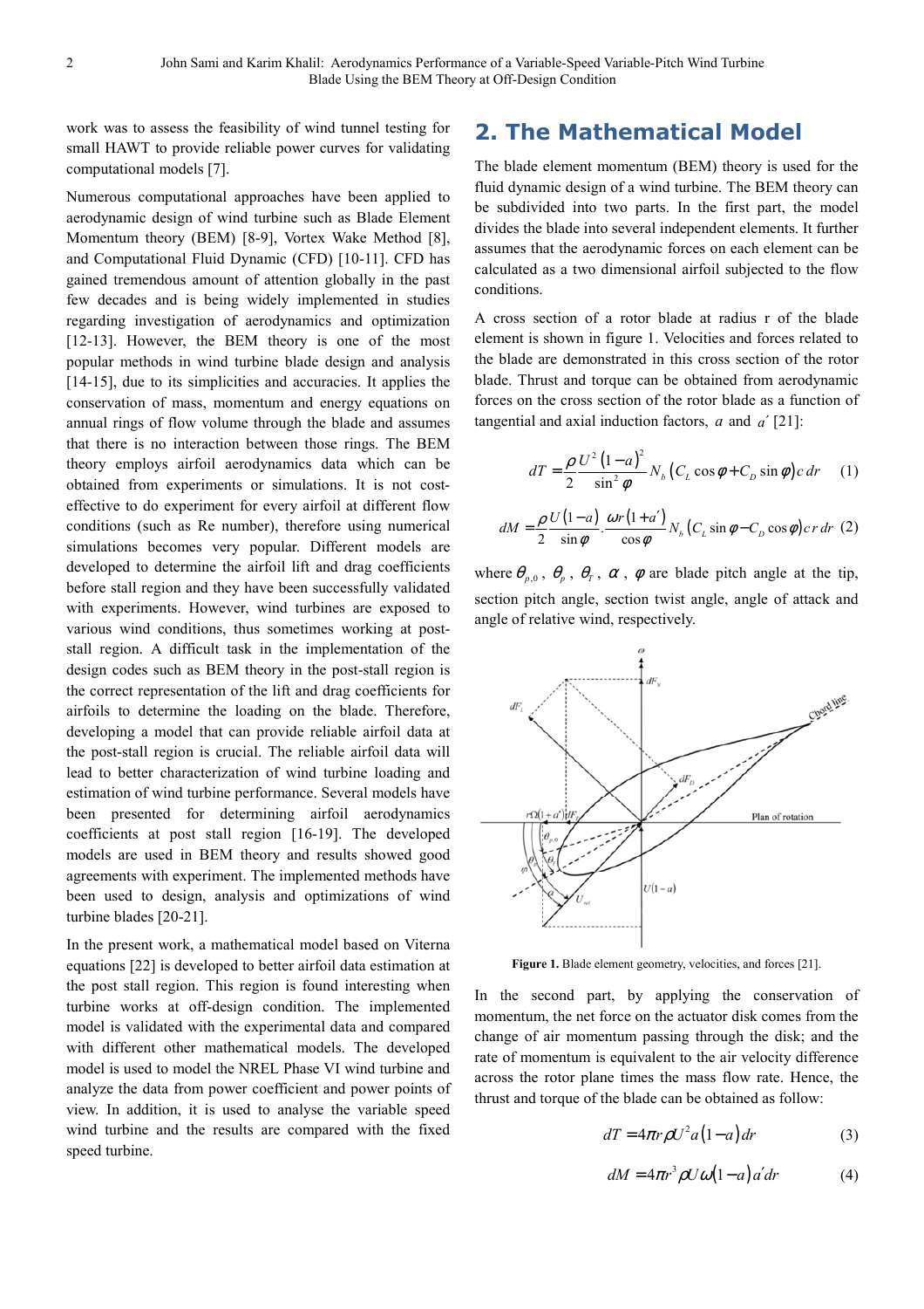work was to assess the feasibility of wind tunnel testing for small HAWT to provide reliable power curves for validating computational models [7].

Numerous computational approaches have been applied to aerodynamic design of wind turbine such as Blade Element Momentum theory (BEM) [8-9], Vortex Wake Method [8], and Computational Fluid Dynamic (CFD) [10-11]. CFD has gained tremendous amount of attention globally in the past few decades and is being widely implemented in studies regarding investigation of aerodynamics and optimization [12-13]. However, the BEM theory is one of the most popular methods in wind turbine blade design and analysis [14-15], due to its simplicities and accuracies. It applies the conservation of mass, momentum and energy equations on annual rings of flow volume through the blade and assumes that there is no interaction between those rings. The BEM theory employs airfoil aerodynamics data which can be obtained from experiments or simulations. It is not cost-effective to do experiment for every airfoil at different flow conditions (such as Re number), therefore using numerical simulations becomes very popular. Different models are developed to determine the airfoil lift and drag coefficients before stall region and they have been successfully validated with experiments. However, wind turbines are exposed to various wind conditions, thus sometimes working at post-stall region. A difficult task in the implementation of the design codes such as BEM theory in the post-stall region is the correct representation of the lift and drag coefficients for airfoils to determine the loading on the blade. Therefore, developing a model that can provide reliable airfoil data at the post-stall region is crucial. The reliable airfoil data will lead to better characterization of wind turbine loading and estimation of wind turbine performance. Several models have been presented for determining airfoil aerodynamics coefficients at post stall region [16-19]. The developed models are used in BEM theory and results showed good agreements with experiment. The implemented methods have been used to design, analysis and optimizations of wind turbine blades [20-21].

In the present work, a mathematical model based on Viterna equations [22] is developed to better airfoil data estimation at the post stall region. This region is found interesting when turbine works at off-design condition. The implemented model is validated with the experimental data and compared with different other mathematical models. The developed model is used to model the NREL Phase VI wind turbine and analyze the data from power coefficient and power points of view. In addition, it is used to analyse the variable speed wind turbine and the results are compared with the fixed speed turbine.

## 2. The Mathematical Model

The blade element momentum (BEM) theory is used for the fluid dynamic design of a wind turbine. The BEM theory can be subdivided into two parts. In the first part, the model divides the blade into several independent elements. It further assumes that the aerodynamic forces on each element can be calculated as a two dimensional airfoil subjected to the flow conditions.

A cross section of a rotor blade at radius r of the blade element is shown in figure 1. Velocities and forces related to the blade are demonstrated in this cross section of the rotor blade. Thrust and torque can be obtained from aerodynamic forces on the cross section of the rotor blade as a function of tangential and axial induction factors, $a$ and $a'$ [21]:

$$dT = \frac{\rho}{2}\frac{U^2(1-a)^2}{\sin^2\phi}N_b\left(C_L\cos\phi + C_D\sin\phi\right)c\,dr \quad (1)$$

$$dM = \frac{\rho}{2}\frac{U(1-a)}{\sin\phi}\cdot\frac{\omega r(1+a')}{\cos\phi}N_b\left(C_L\sin\phi - C_D\cos\phi\right)c\,r\,dr \quad (2)$$

where $\theta_{p,0}$, $\theta_p$, $\theta_T$, $\alpha$, $\phi$ are blade pitch angle at the tip, section pitch angle, section twist angle, angle of attack and angle of relative wind, respectively.

**Figure 1.** Blade element geometry, velocities, and forces [21].

In the second part, by applying the conservation of momentum, the net force on the actuator disk comes from the change of air momentum passing through the disk; and the rate of momentum is equivalent to the air velocity difference across the rotor plane times the mass flow rate. Hence, the thrust and torque of the blade can be obtained as follow:

$$dT = 4\pi r\rho U^2 a(1-a)\,dr \quad (3)$$

$$dM = 4\pi r^3\rho U\omega(1-a)a'\,dr \quad (4)$$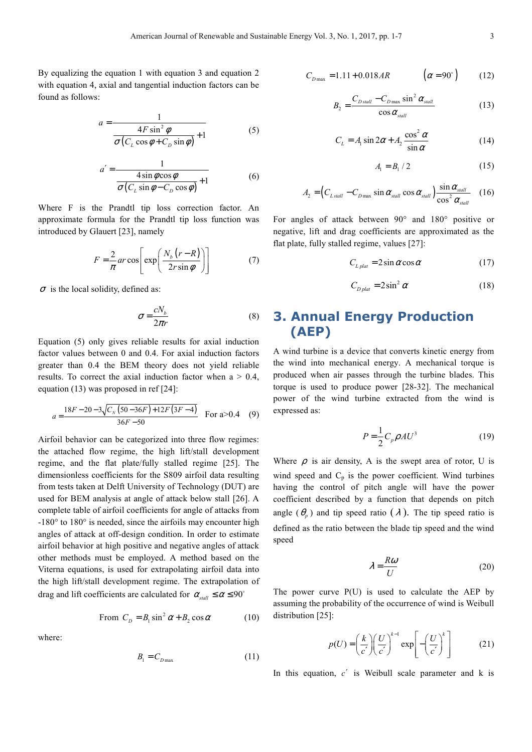By equalizing the equation 1 with equation 3 and equation 2 with equation 4, axial and tangential induction factors can be found as follows:

$$a = \frac{1}{\dfrac{4F\sin^2\varphi}{\sigma\left(C_L\cos\varphi + C_D\sin\varphi\right)} + 1} \tag{5}$$

$$a' = \frac{1}{\dfrac{4\sin\varphi\cos\varphi}{\sigma\left(C_L\sin\varphi - C_D\cos\varphi\right)} + 1} \tag{6}$$

Where F is the Prandtl tip loss correction factor. An approximate formula for the Prandtl tip loss function was introduced by Glauert [23], namely

$$F = \frac{2}{\pi} ar\cos\left[\exp\left(\frac{N_b\left(r - R\right)}{2r\sin\varphi}\right)\right] \tag{7}$$

$\sigma$ is the local solidity, defined as:

$$\sigma = \frac{cN_b}{2\pi r} \tag{8}$$

Equation (5) only gives reliable results for axial induction factor values between 0 and 0.4. For axial induction factors greater than 0.4 the BEM theory does not yield reliable results. To correct the axial induction factor when a > 0.4, equation (13) was proposed in ref [24]:

$$a = \frac{18F - 20 - 3\sqrt{C_N\left(50 - 36F\right) + 12F\left(3F - 4\right)}}{36F - 50} \quad \text{For a>0.4} \tag{9}$$

Airfoil behavior can be categorized into three flow regimes: the attached flow regime, the high lift/stall development regime, and the flat plate/fully stalled regime [25]. The dimensionless coefficients for the S809 airfoil data resulting from tests taken at Delft University of Technology (DUT) are used for BEM analysis at angle of attack below stall [26]. A complete table of airfoil coefficients for angle of attacks from -180° to 180° is needed, since the airfoils may encounter high angles of attack at off-design condition. In order to estimate airfoil behavior at high positive and negative angles of attack other methods must be employed. A method based on the Viterna equations, is used for extrapolating airfoil data into the high lift/stall development regime. The extrapolation of drag and lift coefficients are calculated for $\alpha_{stall} \le \alpha \le 90^\circ$

$$\text{From } C_D = B_1\sin^2\alpha + B_2\cos\alpha \tag{10}$$

where:

$$B_1 = C_{D\max} \tag{11}$$

$$C_{D\max} = 1.11 + 0.018AR \qquad \left(\alpha = 90^\circ\right) \tag{12}$$

$$B_2 = \frac{C_{D\,stall} - C_{D\max}\sin^2\alpha_{stall}}{\cos\alpha_{stall}} \tag{13}$$

$$C_L = A_1\sin 2\alpha + A_2\frac{\cos^2\alpha}{\sin\alpha} \tag{14}$$

$$A_1 = B_1/2 \tag{15}$$

$$A_2 = \left(C_{L\,stall} - C_{D\max}\sin\alpha_{stall}\cos\alpha_{stall}\right)\frac{\sin\alpha_{stall}}{\cos^2\alpha_{stall}} \tag{16}$$

For angles of attack between 90° and 180° positive or negative, lift and drag coefficients are approximated as the flat plate, fully stalled regime, values [27]:

$$C_{L\,plat} = 2\sin\alpha\cos\alpha \tag{17}$$

$$C_{D\,plat} = 2\sin^2\alpha \tag{18}$$

## 3. Annual Energy Production (AEP)

A wind turbine is a device that converts kinetic energy from the wind into mechanical energy. A mechanical torque is produced when air passes through the turbine blades. This torque is used to produce power [28-32]. The mechanical power of the wind turbine extracted from the wind is expressed as:

$$P = \frac{1}{2}C_p\rho AU^3 \tag{19}$$

Where $\rho$ is air density, A is the swept area of rotor, U is wind speed and $C_p$ is the power coefficient. Wind turbines having the control of pitch angle will have the power coefficient described by a function that depends on pitch angle ($\theta_p$) and tip speed ratio ($\lambda$). The tip speed ratio is defined as the ratio between the blade tip speed and the wind speed

$$\lambda = \frac{R\omega}{U} \tag{20}$$

The power curve P(U) is used to calculate the AEP by assuming the probability of the occurrence of wind is Weibull distribution [25]:

$$p(U) = \left(\frac{k}{c'}\right)\left(\frac{U}{c'}\right)^{k-1}\exp\left[-\left(\frac{U}{c'}\right)^k\right] \tag{21}$$

In this equation, $c'$ is Weibull scale parameter and k is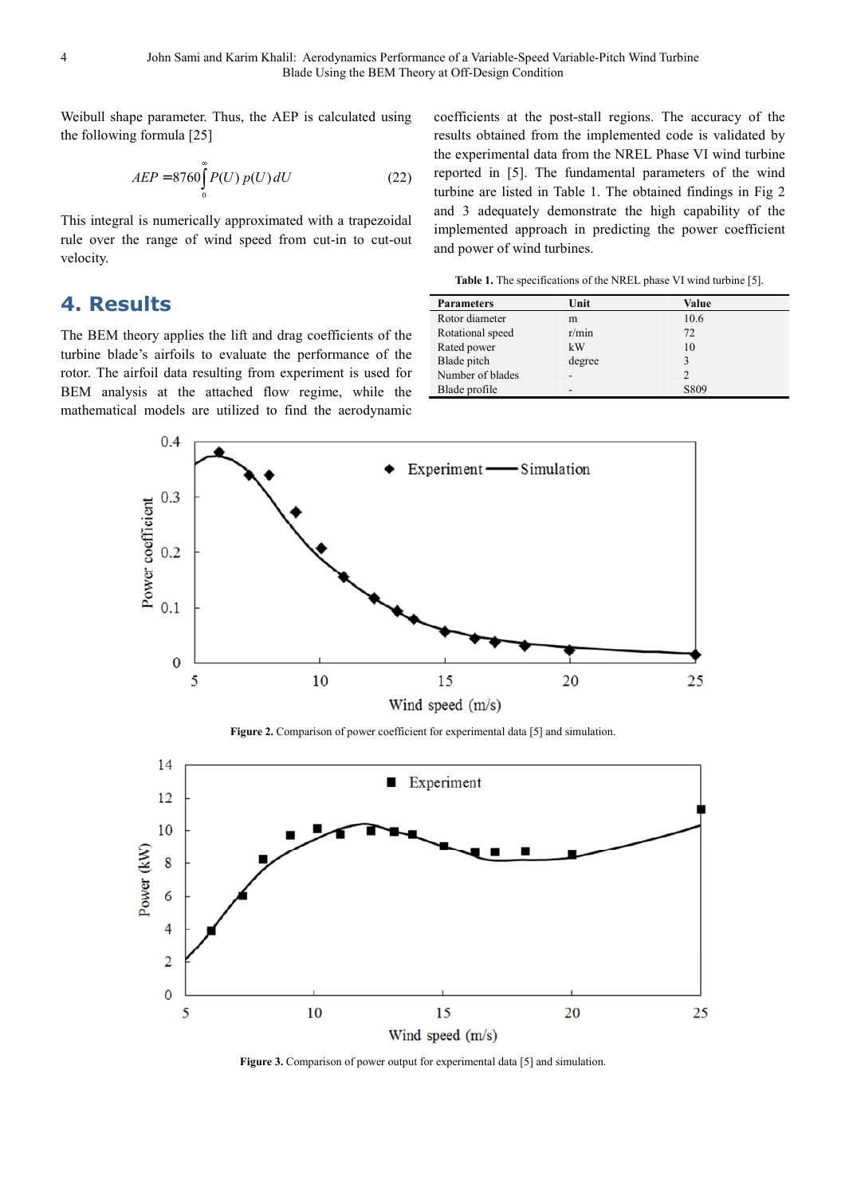Weibull shape parameter. Thus, the AEP is calculated using the following formula [25]

$$AEP = 8760\int_{0}^{\infty} P(U)\, p(U)\, dU \tag{22}$$

This integral is numerically approximated with a trapezoidal rule over the range of wind speed from cut-in to cut-out velocity.

## 4. Results

The BEM theory applies the lift and drag coefficients of the turbine blade's airfoils to evaluate the performance of the rotor. The airfoil data resulting from experiment is used for BEM analysis at the attached flow regime, while the mathematical models are utilized to find the aerodynamic coefficients at the post-stall regions. The accuracy of the results obtained from the implemented code is validated by the experimental data from the NREL Phase VI wind turbine reported in [5]. The fundamental parameters of the wind turbine are listed in Table 1. The obtained findings in Fig 2 and 3 adequately demonstrate the high capability of the implemented approach in predicting the power coefficient and power of wind turbines.

**Table 1.** The specifications of the NREL phase VI wind turbine [5].

| Parameters | Unit | Value |
|---|---|---|
| Rotor diameter | m | 10.6 |
| Rotational speed | r/min | 72 |
| Rated power | kW | 10 |
| Blade pitch | degree | 3 |
| Number of blades | - | 2 |
| Blade profile | - | S809 |

**Figure 2.** Comparison of power coefficient for experimental data [5] and simulation.

**Figure 3.** Comparison of power output for experimental data [5] and simulation.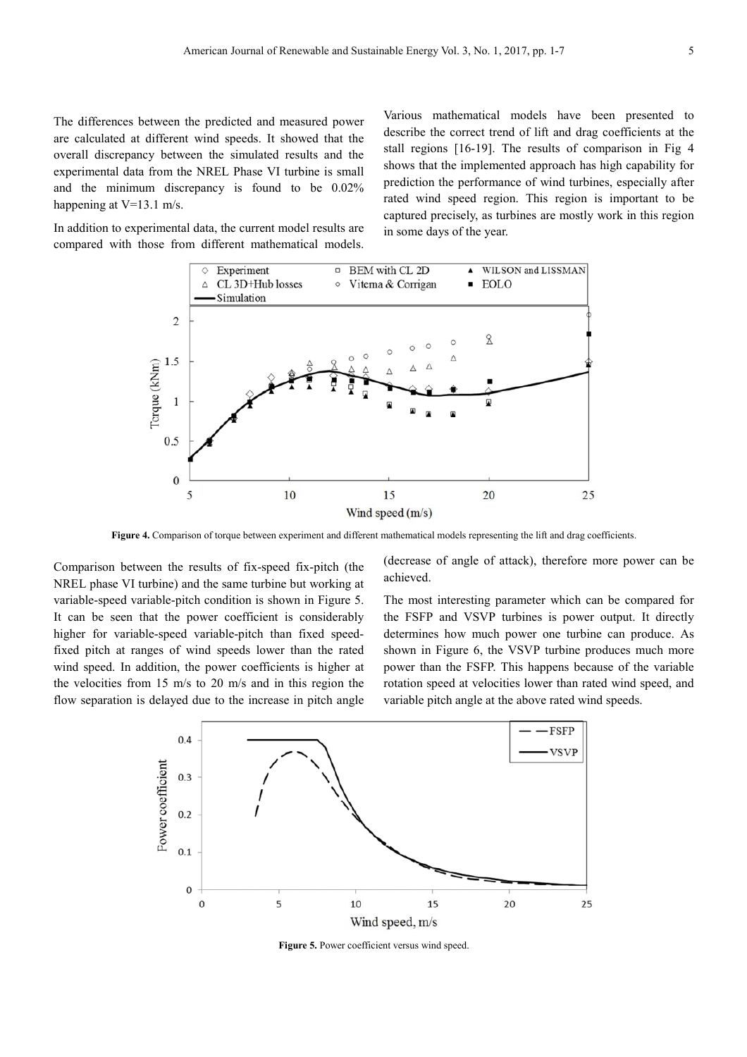The differences between the predicted and measured power are calculated at different wind speeds. It showed that the overall discrepancy between the simulated results and the experimental data from the NREL Phase VI turbine is small and the minimum discrepancy is found to be 0.02% happening at V=13.1 m/s.

In addition to experimental data, the current model results are compared with those from different mathematical models. Various mathematical models have been presented to describe the correct trend of lift and drag coefficients at the stall regions [16-19]. The results of comparison in Fig 4 shows that the implemented approach has high capability for prediction the performance of wind turbines, especially after rated wind speed region. This region is important to be captured precisely, as turbines are mostly work in this region in some days of the year.

**Figure 4.** Comparison of torque between experiment and different mathematical models representing the lift and drag coefficients.

Comparison between the results of fix-speed fix-pitch (the NREL phase VI turbine) and the same turbine but working at variable-speed variable-pitch condition is shown in Figure 5. It can be seen that the power coefficient is considerably higher for variable-speed variable-pitch than fixed speed-fixed pitch at ranges of wind speeds lower than the rated wind speed. In addition, the power coefficients is higher at the velocities from 15 m/s to 20 m/s and in this region the flow separation is delayed due to the increase in pitch angle (decrease of angle of attack), therefore more power can be achieved.

The most interesting parameter which can be compared for the FSFP and VSVP turbines is power output. It directly determines how much power one turbine can produce. As shown in Figure 6, the VSVP turbine produces much more power than the FSFP. This happens because of the variable rotation speed at velocities lower than rated wind speed, and variable pitch angle at the above rated wind speeds.

**Figure 5.** Power coefficient versus wind speed.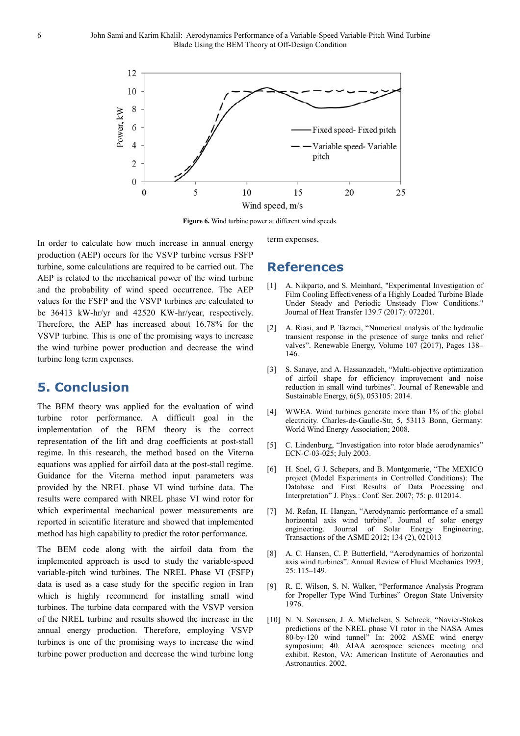**Figure 6.** Wind turbine power at different wind speeds.

In order to calculate how much increase in annual energy production (AEP) occurs for the VSVP turbine versus FSFP turbine, some calculations are required to be carried out. The AEP is related to the mechanical power of the wind turbine and the probability of wind speed occurrence. The AEP values for the FSFP and the VSVP turbines are calculated to be 36413 kW-hr/yr and 42520 KW-hr/year, respectively. Therefore, the AEP has increased about 16.78% for the VSVP turbine. This is one of the promising ways to increase the wind turbine power production and decrease the wind turbine long term expenses.

## 5. Conclusion

The BEM theory was applied for the evaluation of wind turbine rotor performance. A difficult goal in the implementation of the BEM theory is the correct representation of the lift and drag coefficients at post-stall regime. In this research, the method based on the Viterna equations was applied for airfoil data at the post-stall regime. Guidance for the Viterna method input parameters was provided by the NREL phase VI wind turbine data. The results were compared with NREL phase VI wind rotor for which experimental mechanical power measurements are reported in scientific literature and showed that implemented method has high capability to predict the rotor performance.

The BEM code along with the airfoil data from the implemented approach is used to study the variable-speed variable-pitch wind turbines. The NREL Phase VI (FSFP) data is used as a case study for the specific region in Iran which is highly recommend for installing small wind turbines. The turbine data compared with the VSVP version of the NREL turbine and results showed the increase in the annual energy production. Therefore, employing VSVP turbines is one of the promising ways to increase the wind turbine power production and decrease the wind turbine long term expenses.

## References

[1] A. Nikparto, and S. Meinhard, "Experimental Investigation of Film Cooling Effectiveness of a Highly Loaded Turbine Blade Under Steady and Periodic Unsteady Flow Conditions." Journal of Heat Transfer 139.7 (2017): 072201.

[2] A. Riasi, and P. Tazraei, "Numerical analysis of the hydraulic transient response in the presence of surge tanks and relief valves". Renewable Energy, Volume 107 (2017), Pages 138–146.

[3] S. Sanaye, and A. Hassanzadeh, "Multi-objective optimization of airfoil shape for efficiency improvement and noise reduction in small wind turbines". Journal of Renewable and Sustainable Energy, 6(5), 053105: 2014.

[4] WWEA. Wind turbines generate more than 1% of the global electricity. Charles-de-Gaulle-Str, 5, 53113 Bonn, Germany: World Wind Energy Association; 2008.

[5] C. Lindenburg, "Investigation into rotor blade aerodynamics" ECN-C-03-025; July 2003.

[6] H. Snel, G J. Schepers, and B. Montgomerie, "The MEXICO project (Model Experiments in Controlled Conditions): The Database and First Results of Data Processing and Interpretation" J. Phys.: Conf. Ser. 2007; 75: p. 012014.

[7] M. Refan, H. Hangan, "Aerodynamic performance of a small horizontal axis wind turbine". Journal of solar energy engineering. Journal of Solar Energy Engineering, Transactions of the ASME 2012; 134 (2), 021013

[8] A. C. Hansen, C. P. Butterfield, "Aerodynamics of horizontal axis wind turbines". Annual Review of Fluid Mechanics 1993; 25: 115–149.

[9] R. E. Wilson, S. N. Walker, "Performance Analysis Program for Propeller Type Wind Turbines" Oregon State University 1976.

[10] N. N. Sørensen, J. A. Michelsen, S. Schreck, "Navier-Stokes predictions of the NREL phase VI rotor in the NASA Ames 80-by-120 wind tunnel" In: 2002 ASME wind energy symposium; 40. AIAA aerospace sciences meeting and exhibit. Reston, VA: American Institute of Aeronautics and Astronautics. 2002.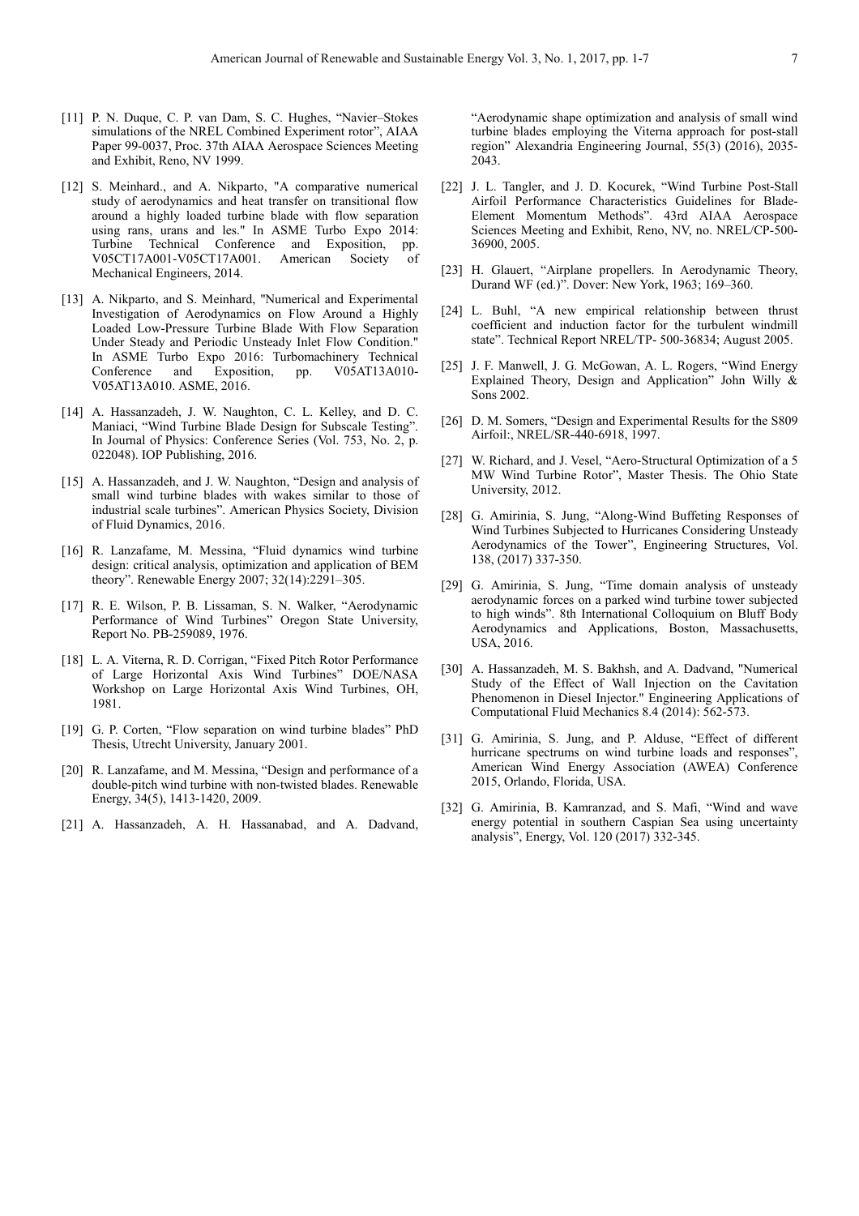[11] P. N. Duque, C. P. van Dam, S. C. Hughes, "Navier–Stokes simulations of the NREL Combined Experiment rotor", AIAA Paper 99-0037, Proc. 37th AIAA Aerospace Sciences Meeting and Exhibit, Reno, NV 1999.

[12] S. Meinhard., and A. Nikparto, "A comparative numerical study of aerodynamics and heat transfer on transitional flow around a highly loaded turbine blade with flow separation using rans, urans and les." In ASME Turbo Expo 2014: Turbine Technical Conference and Exposition, pp. V05CT17A001-V05CT17A001. American Society of Mechanical Engineers, 2014.

[13] A. Nikparto, and S. Meinhard, "Numerical and Experimental Investigation of Aerodynamics on Flow Around a Highly Loaded Low-Pressure Turbine Blade With Flow Separation Under Steady and Periodic Unsteady Inlet Flow Condition." In ASME Turbo Expo 2016: Turbomachinery Technical Conference and Exposition, pp. V05AT13A010-V05AT13A010. ASME, 2016.

[14] A. Hassanzadeh, J. W. Naughton, C. L. Kelley, and D. C. Maniaci, "Wind Turbine Blade Design for Subscale Testing". In Journal of Physics: Conference Series (Vol. 753, No. 2, p. 022048). IOP Publishing, 2016.

[15] A. Hassanzadeh, and J. W. Naughton, "Design and analysis of small wind turbine blades with wakes similar to those of industrial scale turbines". American Physics Society, Division of Fluid Dynamics, 2016.

[16] R. Lanzafame, M. Messina, "Fluid dynamics wind turbine design: critical analysis, optimization and application of BEM theory". Renewable Energy 2007; 32(14):2291–305.

[17] R. E. Wilson, P. B. Lissaman, S. N. Walker, "Aerodynamic Performance of Wind Turbines" Oregon State University, Report No. PB-259089, 1976.

[18] L. A. Viterna, R. D. Corrigan, "Fixed Pitch Rotor Performance of Large Horizontal Axis Wind Turbines" DOE/NASA Workshop on Large Horizontal Axis Wind Turbines, OH, 1981.

[19] G. P. Corten, "Flow separation on wind turbine blades" PhD Thesis, Utrecht University, January 2001.

[20] R. Lanzafame, and M. Messina, "Design and performance of a double-pitch wind turbine with non-twisted blades. Renewable Energy, 34(5), 1413-1420, 2009.

[21] A. Hassanzadeh, A. H. Hassanabad, and A. Dadvand, "Aerodynamic shape optimization and analysis of small wind turbine blades employing the Viterna approach for post-stall region" Alexandria Engineering Journal, 55(3) (2016), 2035-2043.

[22] J. L. Tangler, and J. D. Kocurek, "Wind Turbine Post-Stall Airfoil Performance Characteristics Guidelines for Blade-Element Momentum Methods". 43rd AIAA Aerospace Sciences Meeting and Exhibit, Reno, NV, no. NREL/CP-500-36900, 2005.

[23] H. Glauert, "Airplane propellers. In Aerodynamic Theory, Durand WF (ed.)". Dover: New York, 1963; 169–360.

[24] L. Buhl, "A new empirical relationship between thrust coefficient and induction factor for the turbulent windmill state". Technical Report NREL/TP- 500-36834; August 2005.

[25] J. F. Manwell, J. G. McGowan, A. L. Rogers, "Wind Energy Explained Theory, Design and Application" John Willy & Sons 2002.

[26] D. M. Somers, "Design and Experimental Results for the S809 Airfoil:, NREL/SR-440-6918, 1997.

[27] W. Richard, and J. Vesel, "Aero-Structural Optimization of a 5 MW Wind Turbine Rotor", Master Thesis. The Ohio State University, 2012.

[28] G. Amirinia, S. Jung, "Along-Wind Buffeting Responses of Wind Turbines Subjected to Hurricanes Considering Unsteady Aerodynamics of the Tower", Engineering Structures, Vol. 138, (2017) 337-350.

[29] G. Amirinia, S. Jung, "Time domain analysis of unsteady aerodynamic forces on a parked wind turbine tower subjected to high winds". 8th International Colloquium on Bluff Body Aerodynamics and Applications, Boston, Massachusetts, USA, 2016.

[30] A. Hassanzadeh, M. S. Bakhsh, and A. Dadvand, "Numerical Study of the Effect of Wall Injection on the Cavitation Phenomenon in Diesel Injector." Engineering Applications of Computational Fluid Mechanics 8.4 (2014): 562-573.

[31] G. Amirinia, S. Jung, and P. Alduse, "Effect of different hurricane spectrums on wind turbine loads and responses", American Wind Energy Association (AWEA) Conference 2015, Orlando, Florida, USA.

[32] G. Amirinia, B. Kamranzad, and S. Mafi, "Wind and wave energy potential in southern Caspian Sea using uncertainty analysis", Energy, Vol. 120 (2017) 332-345.